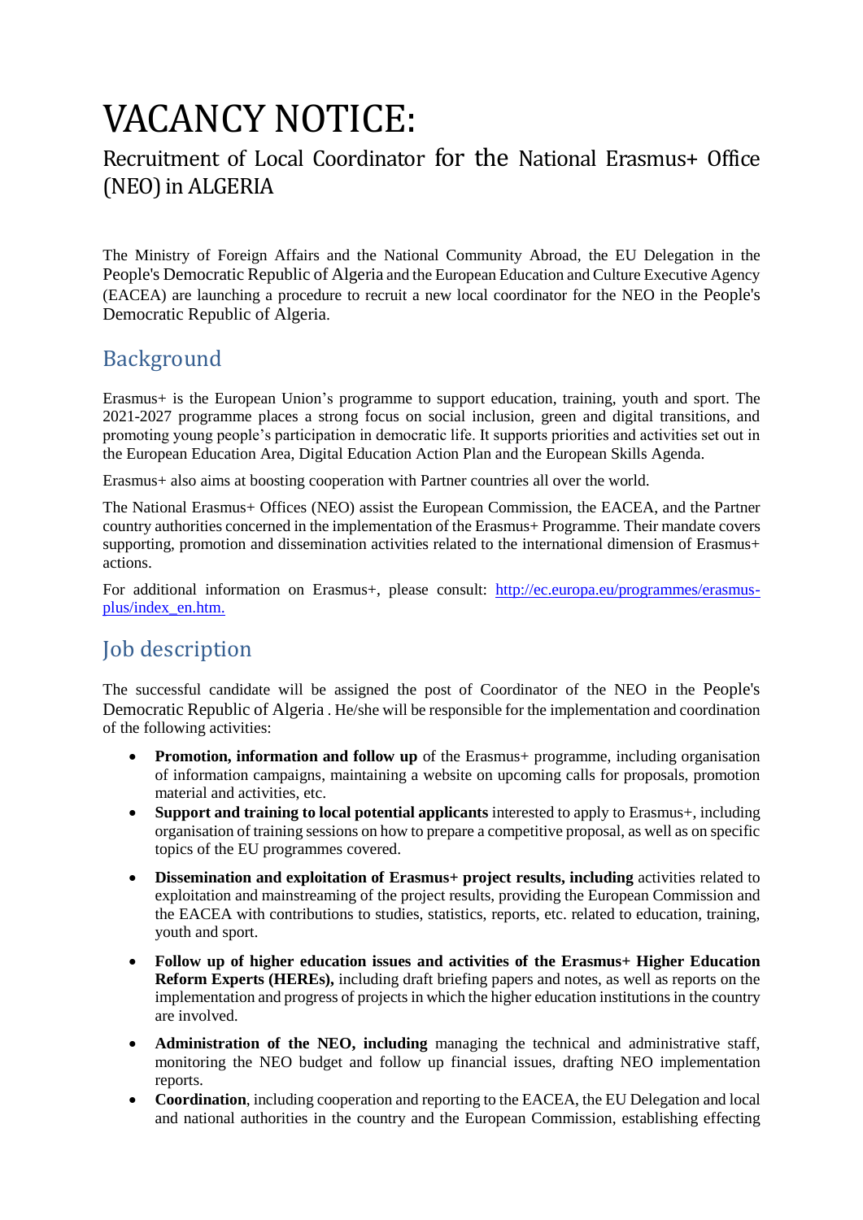# VACANCY NOTICE:

## Recruitment of Local Coordinator for the National Erasmus+ Office (NEO) in ALGERIA

The Ministry of Foreign Affairs and the National Community Abroad, the EU Delegation in the People's Democratic Republic of Algeria and the European Education and Culture Executive Agency (EACEA) are launching a procedure to recruit a new local coordinator for the NEO in the People's Democratic Republic of Algeria.

## Background

Erasmus+ is the European Union's programme to support education, training, youth and sport. The 2021-2027 programme places a strong focus on social inclusion, green and digital transitions, and promoting young people's participation in democratic life. It supports priorities and activities set out in the European Education Area, Digital Education Action Plan and the European Skills Agenda.

Erasmus+ also aims at boosting cooperation with Partner countries all over the world.

The National Erasmus+ Offices (NEO) assist the European Commission, the EACEA, and the Partner country authorities concerned in the implementation of the Erasmus+ Programme. Their mandate covers supporting, promotion and dissemination activities related to the international dimension of Erasmus+ actions.

For additional information on Erasmus+, please consult: [http://ec.europa.eu/programmes/erasmus-plus/index_en.htm.](http://ec.europa.eu/programmes/erasmus-plus/index_en.htm)

## Job description

The successful candidate will be assigned the post of Coordinator of the NEO in the People's Democratic Republic of Algeria . He/she will be responsible for the implementation and coordination of the following activities:

- **Promotion, information and follow up** of the Erasmus+ programme, including organisation of information campaigns, maintaining a website on upcoming calls for proposals, promotion material and activities, etc.
- **Support and training to local potential applicants** interested to apply to Erasmus+, including organisation of training sessions on how to prepare a competitive proposal, as well as on specific topics of the EU programmes covered.
- **Dissemination and exploitation of Erasmus+ project results, including** activities related to exploitation and mainstreaming of the project results, providing the European Commission and the EACEA with contributions to studies, statistics, reports, etc. related to education, training, youth and sport.
- **Follow up of higher education issues and activities of the Erasmus+ Higher Education Reform Experts (HEREs),** including draft briefing papers and notes, as well as reports on the implementation and progress of projects in which the higher education institutions in the country are involved.
- **Administration of the NEO, including** managing the technical and administrative staff, monitoring the NEO budget and follow up financial issues, drafting NEO implementation reports.
- **Coordination**, including cooperation and reporting to the EACEA, the EU Delegation and local and national authorities in the country and the European Commission, establishing effecting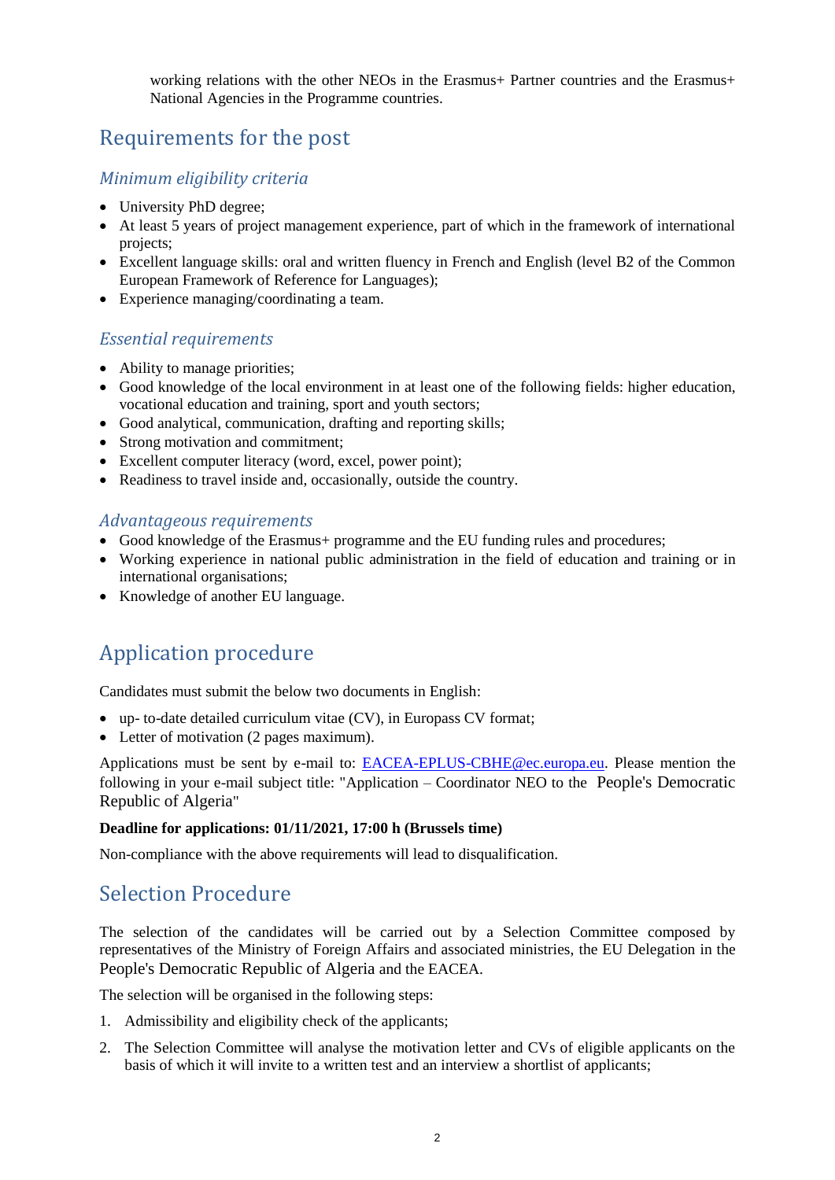working relations with the other NEOs in the Erasmus+ Partner countries and the Erasmus+ National Agencies in the Programme countries.

## Requirements for the post

### *Minimum eligibility criteria*

- University PhD degree;
- At least 5 years of project management experience, part of which in the framework of international projects;
- Excellent language skills: oral and written fluency in French and English (level B2 of the Common European Framework of Reference for Languages);
- Experience managing/coordinating a team.

### *Essential requirements*

- Ability to manage priorities;
- Good knowledge of the local environment in at least one of the following fields: higher education, vocational education and training, sport and youth sectors;
- Good analytical, communication, drafting and reporting skills;
- Strong motivation and commitment;
- Excellent computer literacy (word, excel, power point);
- Readiness to travel inside and, occasionally, outside the country.

### *Advantageous requirements*

- Good knowledge of the Erasmus+ programme and the EU funding rules and procedures;
- Working experience in national public administration in the field of education and training or in international organisations;
- Knowledge of another EU language.

## Application procedure

Candidates must submit the below two documents in English:

- up- to-date detailed curriculum vitae (CV), in Europass CV format;
- Letter of motivation (2 pages maximum).

Applications must be sent by e-mail to: EACEA-EPLUS-CBHE@ec.europa.eu. Please mention the following in your e-mail subject title: "Application – Coordinator NEO to the People's Democratic Republic of Algeria"

**Deadline for applications: 01/11/2021, 17:00 h (Brussels time)**

Non-compliance with the above requirements will lead to disqualification.

## Selection Procedure

The selection of the candidates will be carried out by a Selection Committee composed by representatives of the Ministry of Foreign Affairs and associated ministries, the EU Delegation in the People's Democratic Republic of Algeria and the EACEA.

The selection will be organised in the following steps:

1. Admissibility and eligibility check of the applicants;
2. The Selection Committee will analyse the motivation letter and CVs of eligible applicants on the basis of which it will invite to a written test and an interview a shortlist of applicants;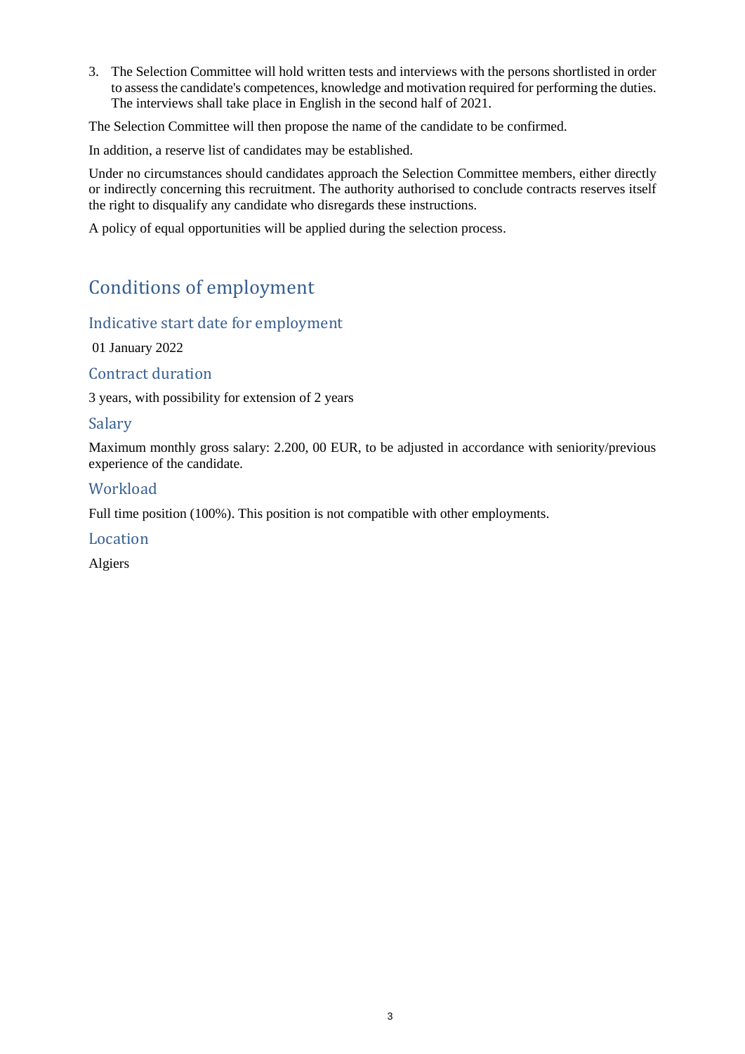3. The Selection Committee will hold written tests and interviews with the persons shortlisted in order to assess the candidate's competences, knowledge and motivation required for performing the duties. The interviews shall take place in English in the second half of 2021.

The Selection Committee will then propose the name of the candidate to be confirmed.

In addition, a reserve list of candidates may be established.

Under no circumstances should candidates approach the Selection Committee members, either directly or indirectly concerning this recruitment. The authority authorised to conclude contracts reserves itself the right to disqualify any candidate who disregards these instructions.

A policy of equal opportunities will be applied during the selection process.

# Conditions of employment

## Indicative start date for employment

01 January 2022

## Contract duration

3 years, with possibility for extension of 2 years

## Salary

Maximum monthly gross salary: 2.200, 00 EUR, to be adjusted in accordance with seniority/previous experience of the candidate.

## Workload

Full time position (100%). This position is not compatible with other employments.

## Location

Algiers